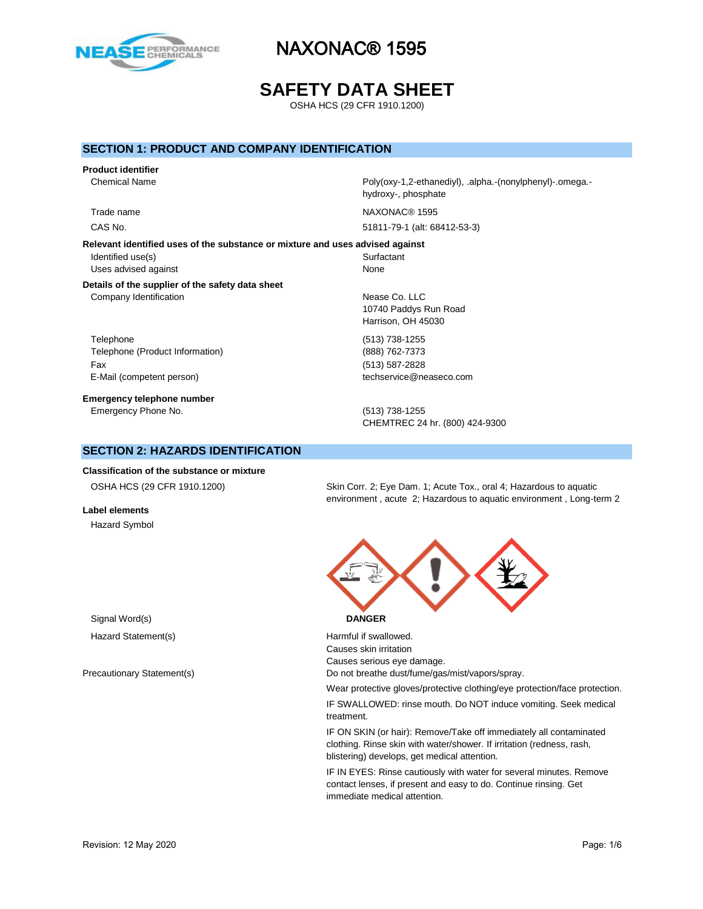# NAXONAC® 1595

# SAFETY DATA SHEET

OSHA HCS (29 CFR 1910.1200)

## SECTION 1: PRODUCT AND COMPANY IDENTIFICATION

**Product identifier**

| | |
|---|---|
| Chemical Name | Poly(oxy-1,2-ethanediyl), .alpha.-(nonylphenyl)-.omega.-hydroxy-, phosphate |
| Trade name | NAXONAC® 1595 |
| CAS No. | 51811-79-1 (alt: 68412-53-3) |

**Relevant identified uses of the substance or mixture and uses advised against**

| | |
|---|---|
| Identified use(s) | Surfactant |
| Uses advised against | None |

**Details of the supplier of the safety data sheet**

| | |
|---|---|
| Company Identification | Nease Co. LLC<br>10740 Paddys Run Road<br>Harrison, OH 45030 |
| Telephone | (513) 738-1255 |
| Telephone (Product Information) | (888) 762-7373 |
| Fax | (513) 587-2828 |
| E-Mail (competent person) | techservice@neaseco.com |

**Emergency telephone number**

| | |
|---|---|
| Emergency Phone No. | (513) 738-1255<br>CHEMTREC 24 hr. (800) 424-9300 |

## SECTION 2: HAZARDS IDENTIFICATION

**Classification of the substance or mixture**

| | |
|---|---|
| OSHA HCS (29 CFR 1910.1200) | Skin Corr. 2; Eye Dam. 1; Acute Tox., oral 4; Hazardous to aquatic environment , acute 2; Hazardous to aquatic environment , Long-term 2 |

**Label elements**

Hazard Symbol

Signal Word(s): **DANGER**

Hazard Statement(s):

Harmful if swallowed.
Causes skin irritation
Causes serious eye damage.

Precautionary Statement(s):

Do not breathe dust/fume/gas/mist/vapors/spray.

Wear protective gloves/protective clothing/eye protection/face protection.

IF SWALLOWED: rinse mouth. Do NOT induce vomiting. Seek medical treatment.

IF ON SKIN (or hair): Remove/Take off immediately all contaminated clothing. Rinse skin with water/shower. If irritation (redness, rash, blistering) develops, get medical attention.

IF IN EYES: Rinse cautiously with water for several minutes. Remove contact lenses, if present and easy to do. Continue rinsing. Get immediate medical attention.

Revision: 12 May 2020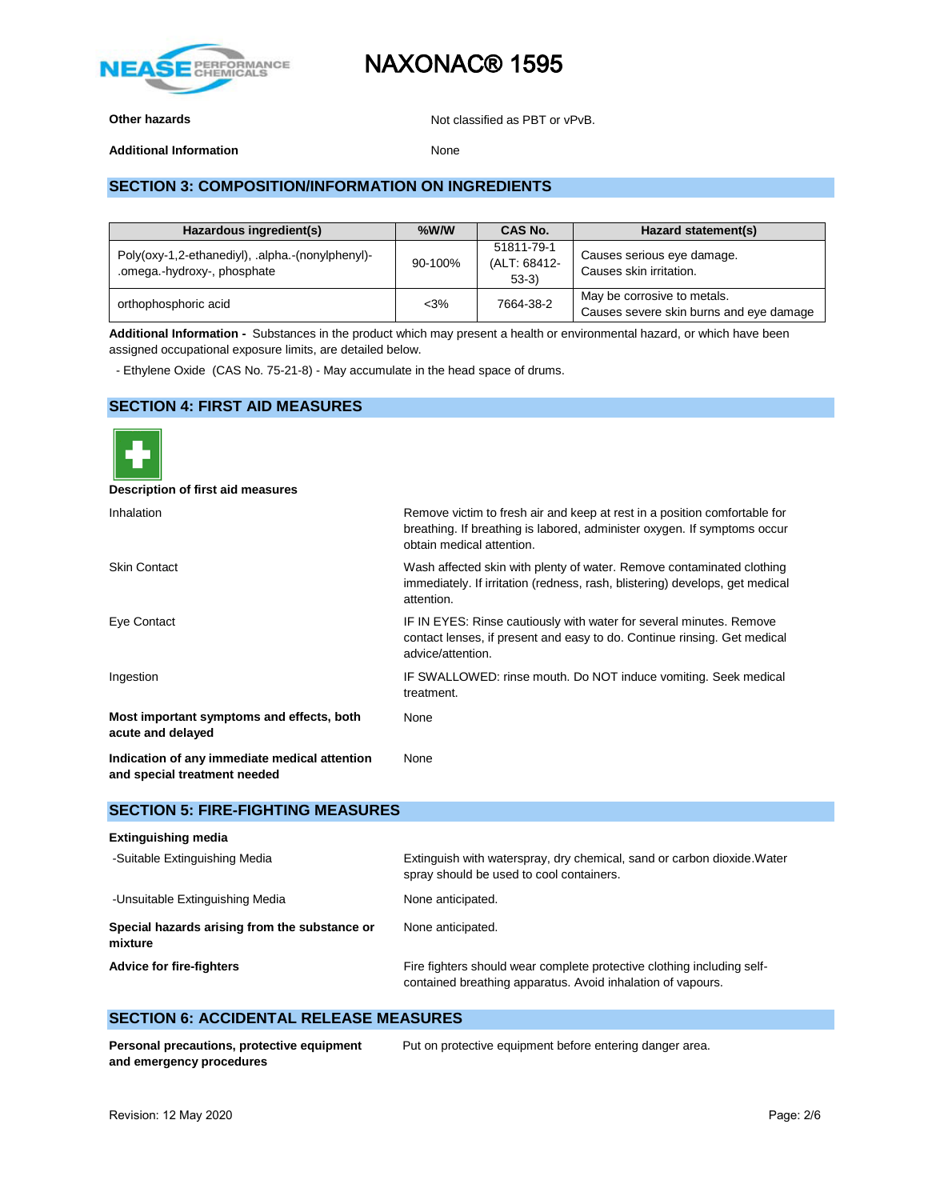**Other hazards** Not classified as PBT or vPvB.

**Additional Information** None

## SECTION 3: COMPOSITION/INFORMATION ON INGREDIENTS

| Hazardous ingredient(s) | %W/W | CAS No. | Hazard statement(s) |
|---|---|---|---|
| Poly(oxy-1,2-ethanediyl), .alpha.-(nonylphenyl)-.omega.-hydroxy-, phosphate | 90-100% | 51811-79-1 (ALT: 68412-53-3) | Causes serious eye damage. Causes skin irritation. |
| orthophosphoric acid | <3% | 7664-38-2 | May be corrosive to metals. Causes severe skin burns and eye damage |

**Additional Information -** Substances in the product which may present a health or environmental hazard, or which have been assigned occupational exposure limits, are detailed below.

- Ethylene Oxide (CAS No. 75-21-8) - May accumulate in the head space of drums.

## SECTION 4: FIRST AID MEASURES

**Description of first aid measures**

Inhalation: Remove victim to fresh air and keep at rest in a position comfortable for breathing. If breathing is labored, administer oxygen. If symptoms occur obtain medical attention.

Skin Contact: Wash affected skin with plenty of water. Remove contaminated clothing immediately. If irritation (redness, rash, blistering) develops, get medical attention.

Eye Contact: IF IN EYES: Rinse cautiously with water for several minutes. Remove contact lenses, if present and easy to do. Continue rinsing. Get medical advice/attention.

Ingestion: IF SWALLOWED: rinse mouth. Do NOT induce vomiting. Seek medical treatment.

**Most important symptoms and effects, both acute and delayed** None

**Indication of any immediate medical attention and special treatment needed** None

## SECTION 5: FIRE-FIGHTING MEASURES

**Extinguishing media**

-Suitable Extinguishing Media: Extinguish with waterspray, dry chemical, sand or carbon dioxide.Water spray should be used to cool containers.

-Unsuitable Extinguishing Media: None anticipated.

**Special hazards arising from the substance or mixture** None anticipated.

**Advice for fire-fighters** Fire fighters should wear complete protective clothing including self-contained breathing apparatus. Avoid inhalation of vapours.

## SECTION 6: ACCIDENTAL RELEASE MEASURES

**Personal precautions, protective equipment and emergency procedures** Put on protective equipment before entering danger area.

Revision: 12 May 2020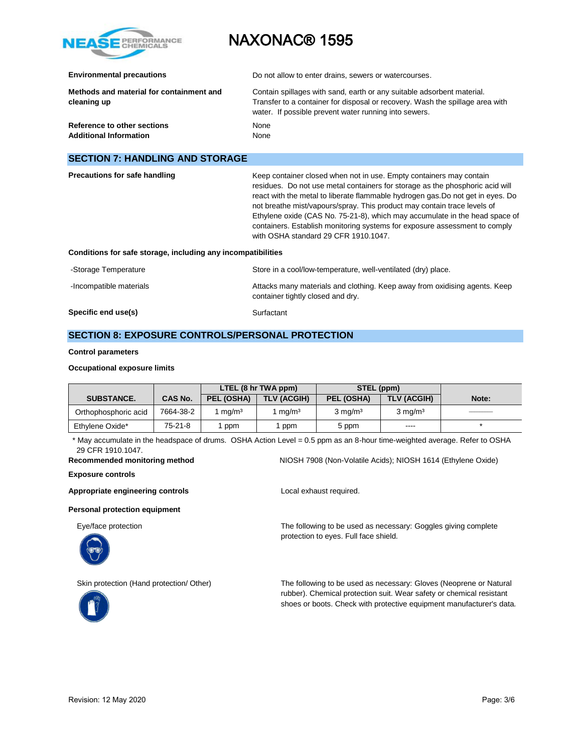**Environmental precautions**
Do not allow to enter drains, sewers or watercourses.

**Methods and material for containment and cleaning up**
Contain spillages with sand, earth or any suitable adsorbent material. Transfer to a container for disposal or recovery. Wash the spillage area with water. If possible prevent water running into sewers.

**Reference to other sections**
None

**Additional Information**
None

## SECTION 7: HANDLING AND STORAGE

**Precautions for safe handling**
Keep container closed when not in use. Empty containers may contain residues. Do not use metal containers for storage as the phosphoric acid will react with the metal to liberate flammable hydrogen gas.Do not get in eyes. Do not breathe mist/vapours/spray. This product may contain trace levels of Ethylene oxide (CAS No. 75-21-8), which may accumulate in the head space of containers. Establish monitoring systems for exposure assessment to comply with OSHA standard 29 CFR 1910.1047.

**Conditions for safe storage, including any incompatibilities**

-Storage Temperature
Store in a cool/low-temperature, well-ventilated (dry) place.

-Incompatible materials
Attacks many materials and clothing. Keep away from oxidising agents. Keep container tightly closed and dry.

**Specific end use(s)**
Surfactant

## SECTION 8: EXPOSURE CONTROLS/PERSONAL PROTECTION

**Control parameters**

**Occupational exposure limits**

| SUBSTANCE. | CAS No. | LTEL (8 hr TWA ppm) | | STEL (ppm) | | Note: |
|---|---|---|---|---|---|---|
| | | PEL (OSHA) | TLV (ACGIH) | PEL (OSHA) | TLV (ACGIH) | |
| Orthophosphoric acid | 7664-38-2 | 1 mg/m³ | 1 mg/m³ | 3 mg/m³ | 3 mg/m³ | ——— |
| Ethylene Oxide* | 75-21-8 | 1 ppm | 1 ppm | 5 ppm | ---- | * |

* May accumulate in the headspace of drums. OSHA Action Level = 0.5 ppm as an 8-hour time-weighted average. Refer to OSHA 29 CFR 1910.1047.

**Recommended monitoring method**
NIOSH 7908 (Non-Volatile Acids); NIOSH 1614 (Ethylene Oxide)

**Exposure controls**

**Appropriate engineering controls**
Local exhaust required.

**Personal protection equipment**

Eye/face protection
The following to be used as necessary: Goggles giving complete protection to eyes. Full face shield.

Skin protection (Hand protection/ Other)
The following to be used as necessary: Gloves (Neoprene or Natural rubber). Chemical protection suit. Wear safety or chemical resistant shoes or boots. Check with protective equipment manufacturer's data.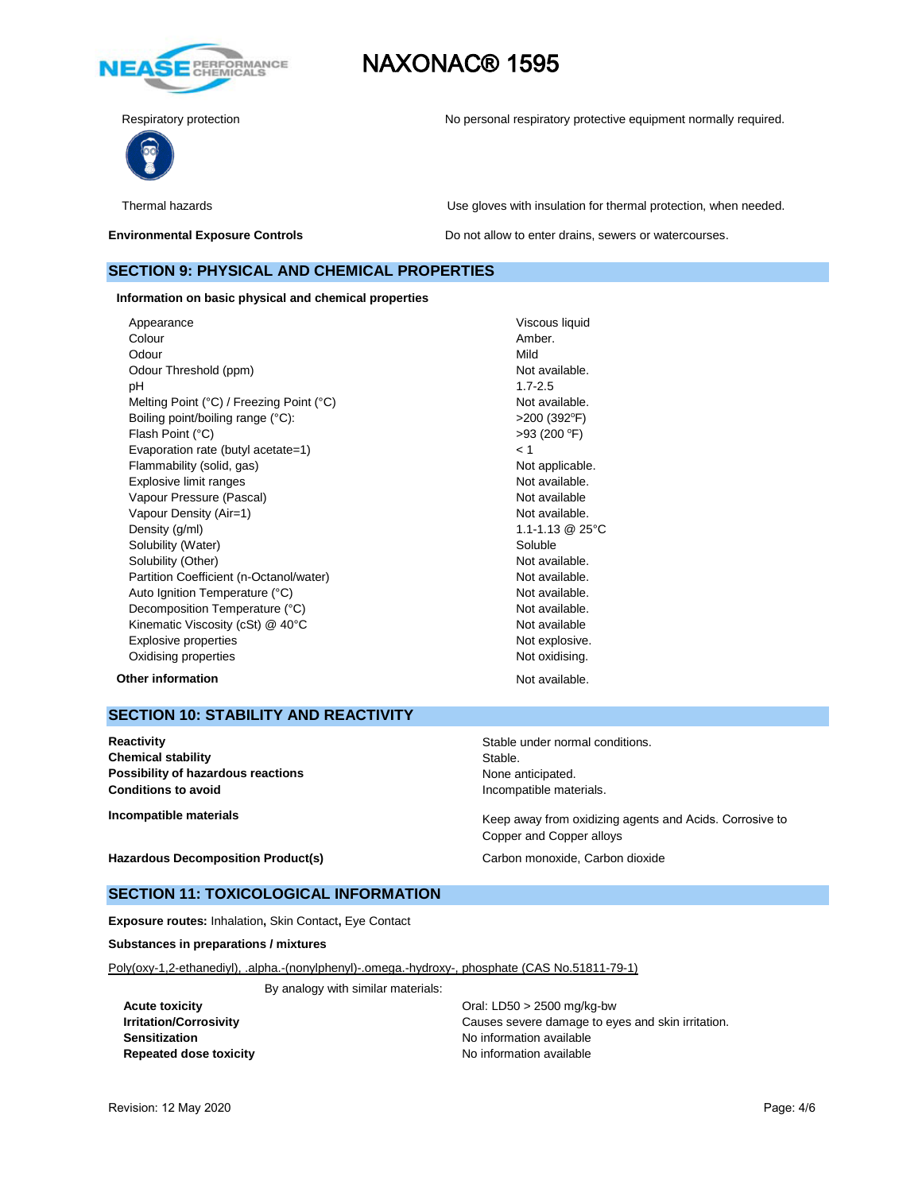| | |
|---|---|
| Respiratory protection | No personal respiratory protective equipment normally required. |
| Thermal hazards | Use gloves with insulation for thermal protection, when needed. |
| **Environmental Exposure Controls** | Do not allow to enter drains, sewers or watercourses. |

## SECTION 9: PHYSICAL AND CHEMICAL PROPERTIES

**Information on basic physical and chemical properties**

| | |
|---|---|
| Appearance | Viscous liquid |
| Colour | Amber. |
| Odour | Mild |
| Odour Threshold (ppm) | Not available. |
| pH | 1.7-2.5 |
| Melting Point (°C) / Freezing Point (°C) | Not available. |
| Boiling point/boiling range (°C): | >200 (392°F) |
| Flash Point (°C) | >93 (200 °F) |
| Evaporation rate (butyl acetate=1) | < 1 |
| Flammability (solid, gas) | Not applicable. |
| Explosive limit ranges | Not available. |
| Vapour Pressure (Pascal) | Not available |
| Vapour Density (Air=1) | Not available. |
| Density (g/ml) | 1.1-1.13 @ 25°C |
| Solubility (Water) | Soluble |
| Solubility (Other) | Not available. |
| Partition Coefficient (n-Octanol/water) | Not available. |
| Auto Ignition Temperature (°C) | Not available. |
| Decomposition Temperature (°C) | Not available. |
| Kinematic Viscosity (cSt) @ 40°C | Not available |
| Explosive properties | Not explosive. |
| Oxidising properties | Not oxidising. |

**Other information** Not available.

## SECTION 10: STABILITY AND REACTIVITY

| | |
|---|---|
| **Reactivity** | Stable under normal conditions. |
| **Chemical stability** | Stable. |
| **Possibility of hazardous reactions** | None anticipated. |
| **Conditions to avoid** | Incompatible materials. |
| **Incompatible materials** | Keep away from oxidizing agents and Acids. Corrosive to Copper and Copper alloys |
| **Hazardous Decomposition Product(s)** | Carbon monoxide, Carbon dioxide |

## SECTION 11: TOXICOLOGICAL INFORMATION

**Exposure routes:** Inhalation**,** Skin Contact**,** Eye Contact

**Substances in preparations / mixtures**

Poly(oxy-1,2-ethanediyl), .alpha.-(nonylphenyl)-.omega.-hydroxy-, phosphate (CAS No.51811-79-1)

By analogy with similar materials:

| | |
|---|---|
| **Acute toxicity** | Oral: LD50 > 2500 mg/kg-bw |
| **Irritation/Corrosivity** | Causes severe damage to eyes and skin irritation. |
| **Sensitization** | No information available |
| **Repeated dose toxicity** | No information available |

Revision: 12 May 2020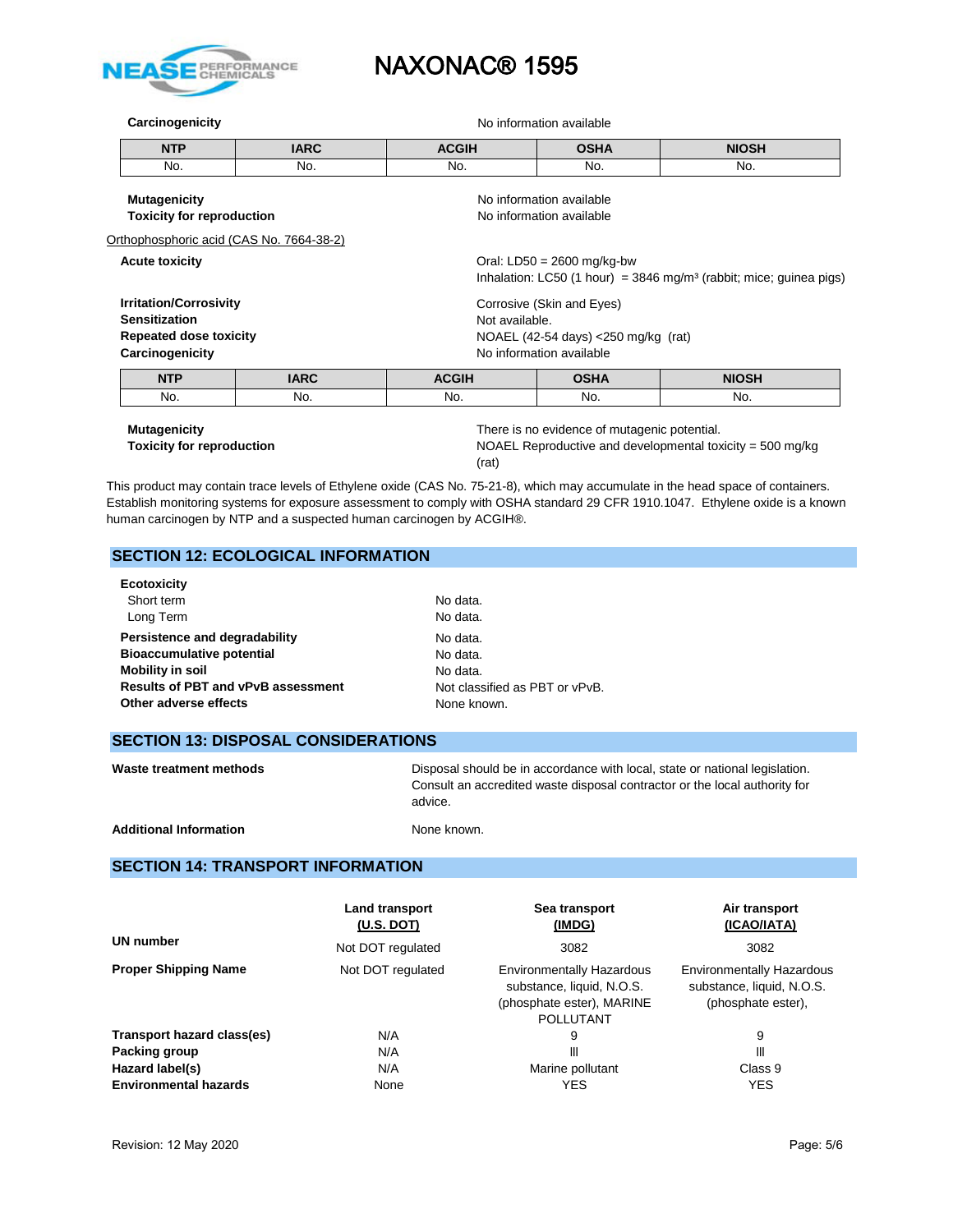**Carcinogenicity** No information available

| NTP | IARC | ACGIH | OSHA | NIOSH |
|---|---|---|---|---|
| No. | No. | No. | No. | No. |

**Mutagenicity** No information available

**Toxicity for reproduction** No information available

Orthophosphoric acid (CAS No. 7664-38-2)

**Acute toxicity** Oral: LD50 = 2600 mg/kg-bw
Inhalation: LC50 (1 hour) = 3846 mg/m³ (rabbit; mice; guinea pigs)

**Irritation/Corrosivity** Corrosive (Skin and Eyes)

**Sensitization** Not available.

**Repeated dose toxicity** NOAEL (42-54 days) <250 mg/kg (rat)

**Carcinogenicity** No information available

| NTP | IARC | ACGIH | OSHA | NIOSH |
|---|---|---|---|---|
| No. | No. | No. | No. | No. |

**Mutagenicity** There is no evidence of mutagenic potential.

**Toxicity for reproduction** NOAEL Reproductive and developmental toxicity = 500 mg/kg (rat)

This product may contain trace levels of Ethylene oxide (CAS No. 75-21-8), which may accumulate in the head space of containers. Establish monitoring systems for exposure assessment to comply with OSHA standard 29 CFR 1910.1047. Ethylene oxide is a known human carcinogen by NTP and a suspected human carcinogen by ACGIH®.

## SECTION 12: ECOLOGICAL INFORMATION

**Ecotoxicity**

- Short term: No data.
- Long Term: No data.

**Persistence and degradability** No data.

**Bioaccumulative potential** No data.

**Mobility in soil** No data.

**Results of PBT and vPvB assessment** Not classified as PBT or vPvB.

**Other adverse effects** None known.

## SECTION 13: DISPOSAL CONSIDERATIONS

**Waste treatment methods** Disposal should be in accordance with local, state or national legislation. Consult an accredited waste disposal contractor or the local authority for advice.

**Additional Information** None known.

## SECTION 14: TRANSPORT INFORMATION

| | Land transport (U.S. DOT) | Sea transport (IMDG) | Air transport (ICAO/IATA) |
|---|---|---|---|
| **UN number** | Not DOT regulated | 3082 | 3082 |
| **Proper Shipping Name** | Not DOT regulated | Environmentally Hazardous substance, liquid, N.O.S. (phosphate ester), MARINE POLLUTANT | Environmentally Hazardous substance, liquid, N.O.S. (phosphate ester), |
| **Transport hazard class(es)** | N/A | 9 | 9 |
| **Packing group** | N/A | III | III |
| **Hazard label(s)** | N/A | Marine pollutant | Class 9 |
| **Environmental hazards** | None | YES | YES |

Revision: 12 May 2020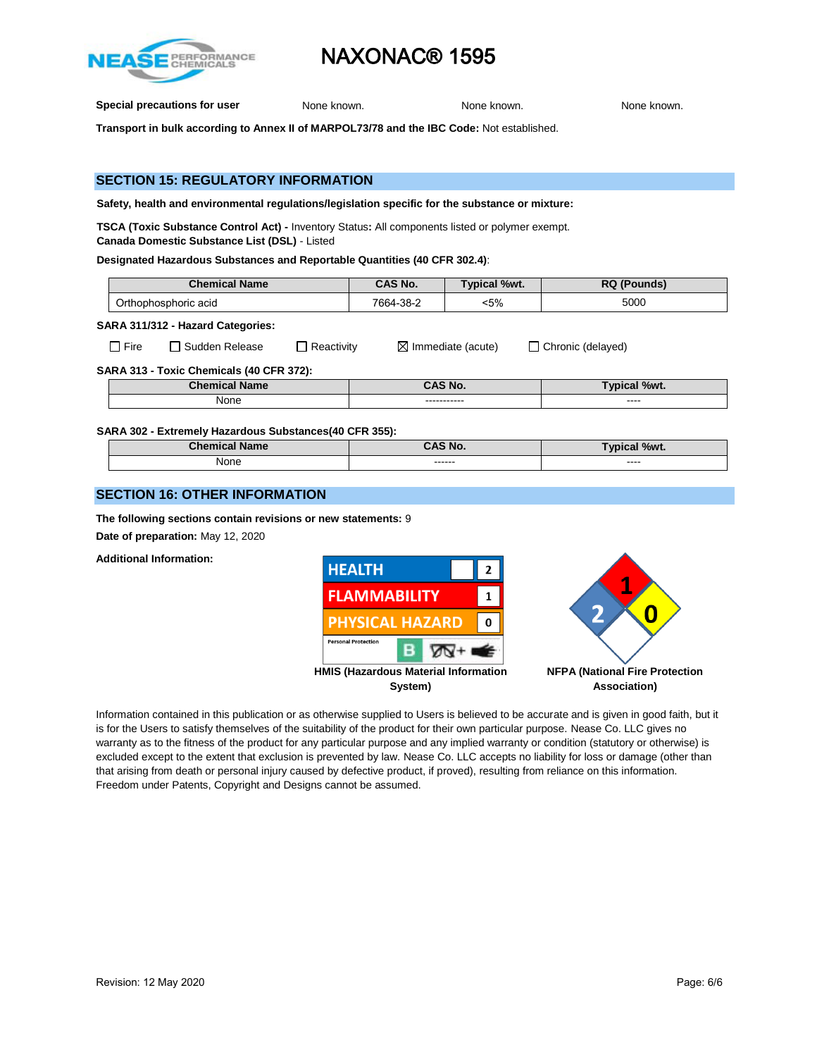**Special precautions for user** None known. None known. None known.

**Transport in bulk according to Annex II of MARPOL73/78 and the IBC Code:** Not established.

## SECTION 15: REGULATORY INFORMATION

**Safety, health and environmental regulations/legislation specific for the substance or mixture:**

**TSCA (Toxic Substance Control Act) -** Inventory Status**:** All components listed or polymer exempt.
**Canada Domestic Substance List (DSL)** - Listed

**Designated Hazardous Substances and Reportable Quantities (40 CFR 302.4)**:

| Chemical Name | CAS No. | Typical %wt. | RQ (Pounds) |
|---|---|---|---|
| Orthophosphoric acid | 7664-38-2 | <5% | 5000 |

**SARA 311/312 - Hazard Categories:**

☐ Fire ☐ Sudden Release ☐ Reactivity ☒ Immediate (acute) ☐ Chronic (delayed)

**SARA 313 - Toxic Chemicals (40 CFR 372):**

| Chemical Name | CAS No. | Typical %wt. |
|---|---|---|
| None | ----------- | ---- |

**SARA 302 - Extremely Hazardous Substances(40 CFR 355):**

| Chemical Name | CAS No. | Typical %wt. |
|---|---|---|
| None | ------ | ---- |

## SECTION 16: OTHER INFORMATION

**The following sections contain revisions or new statements:** 9

**Date of preparation:** May 12, 2020

**Additional Information:**

HEALTH 2
FLAMMABILITY 1
PHYSICAL HAZARD 0
Personal Protection B

**HMIS (Hazardous Material Information System)**

1
2 0

**NFPA (National Fire Protection Association)**

Information contained in this publication or as otherwise supplied to Users is believed to be accurate and is given in good faith, but it is for the Users to satisfy themselves of the suitability of the product for their own particular purpose. Nease Co. LLC gives no warranty as to the fitness of the product for any particular purpose and any implied warranty or condition (statutory or otherwise) is excluded except to the extent that exclusion is prevented by law. Nease Co. LLC accepts no liability for loss or damage (other than that arising from death or personal injury caused by defective product, if proved), resulting from reliance on this information. Freedom under Patents, Copyright and Designs cannot be assumed.

Revision: 12 May 2020